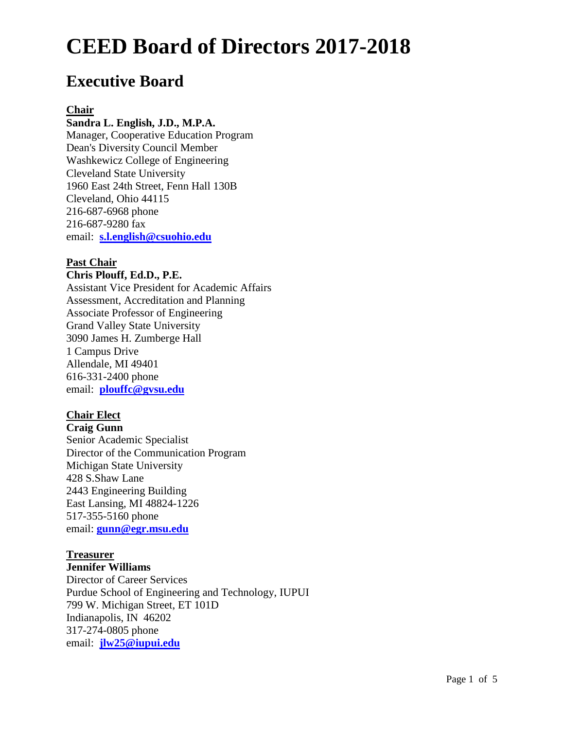# CEED Board of Directors 2017-2018

## Executive Board

**Chair**

**Sandra L. English, J.D., M.P.A.**
Manager, Cooperative Education Program
Dean's Diversity Council Member
Washkewicz College of Engineering
Cleveland State University
1960 East 24th Street, Fenn Hall 130B
Cleveland, Ohio 44115
216-687-6968 phone
216-687-9280 fax
email: **s.l.english@csuohio.edu**

**Past Chair**

**Chris Plouff, Ed.D., P.E.**
Assistant Vice President for Academic Affairs
Assessment, Accreditation and Planning
Associate Professor of Engineering
Grand Valley State University
3090 James H. Zumberge Hall
1 Campus Drive
Allendale, MI 49401
616-331-2400 phone
email: **plouffc@gvsu.edu**

**Chair Elect**

**Craig Gunn**
Senior Academic Specialist
Director of the Communication Program
Michigan State University
428 S.Shaw Lane
2443 Engineering Building
East Lansing, MI 48824-1226
517-355-5160 phone
email: **gunn@egr.msu.edu**

**Treasurer**

**Jennifer Williams**
Director of Career Services
Purdue School of Engineering and Technology, IUPUI
799 W. Michigan Street, ET 101D
Indianapolis, IN 46202
317-274-0805 phone
email: **jlw25@iupui.edu**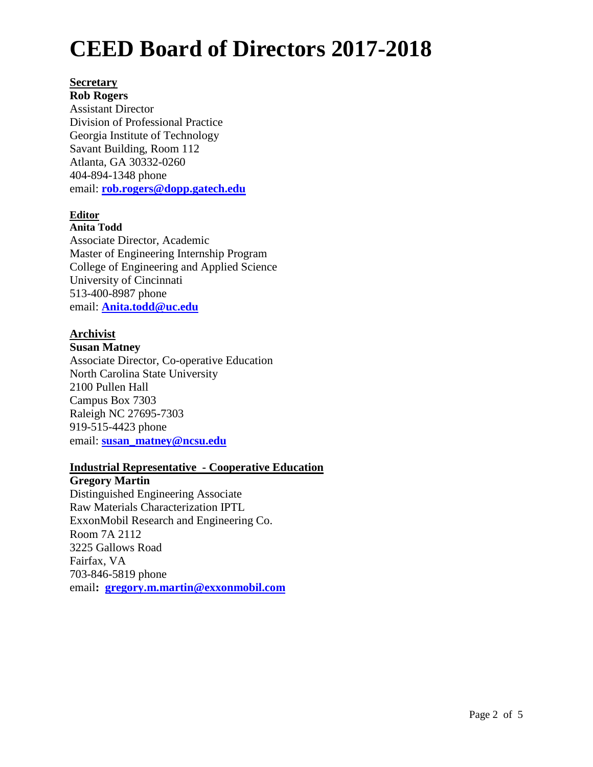# CEED Board of Directors 2017-2018

**Secretary**

**Rob Rogers**
Assistant Director
Division of Professional Practice
Georgia Institute of Technology
Savant Building, Room 112
Atlanta, GA 30332-0260
404-894-1348 phone
email: **rob.rogers@dopp.gatech.edu**

**Editor**

**Anita Todd**
Associate Director, Academic
Master of Engineering Internship Program
College of Engineering and Applied Science
University of Cincinnati
513-400-8987 phone
email: **Anita.todd@uc.edu**

**Archivist**

**Susan Matney**
Associate Director, Co-operative Education
North Carolina State University
2100 Pullen Hall
Campus Box 7303
Raleigh NC 27695-7303
919-515-4423 phone
email: **susan_matney@ncsu.edu**

**Industrial Representative - Cooperative Education**

**Gregory Martin**
Distinguished Engineering Associate
Raw Materials Characterization IPTL
ExxonMobil Research and Engineering Co.
Room 7A 2112
3225 Gallows Road
Fairfax, VA
703-846-5819 phone
email: **gregory.m.martin@exxonmobil.com**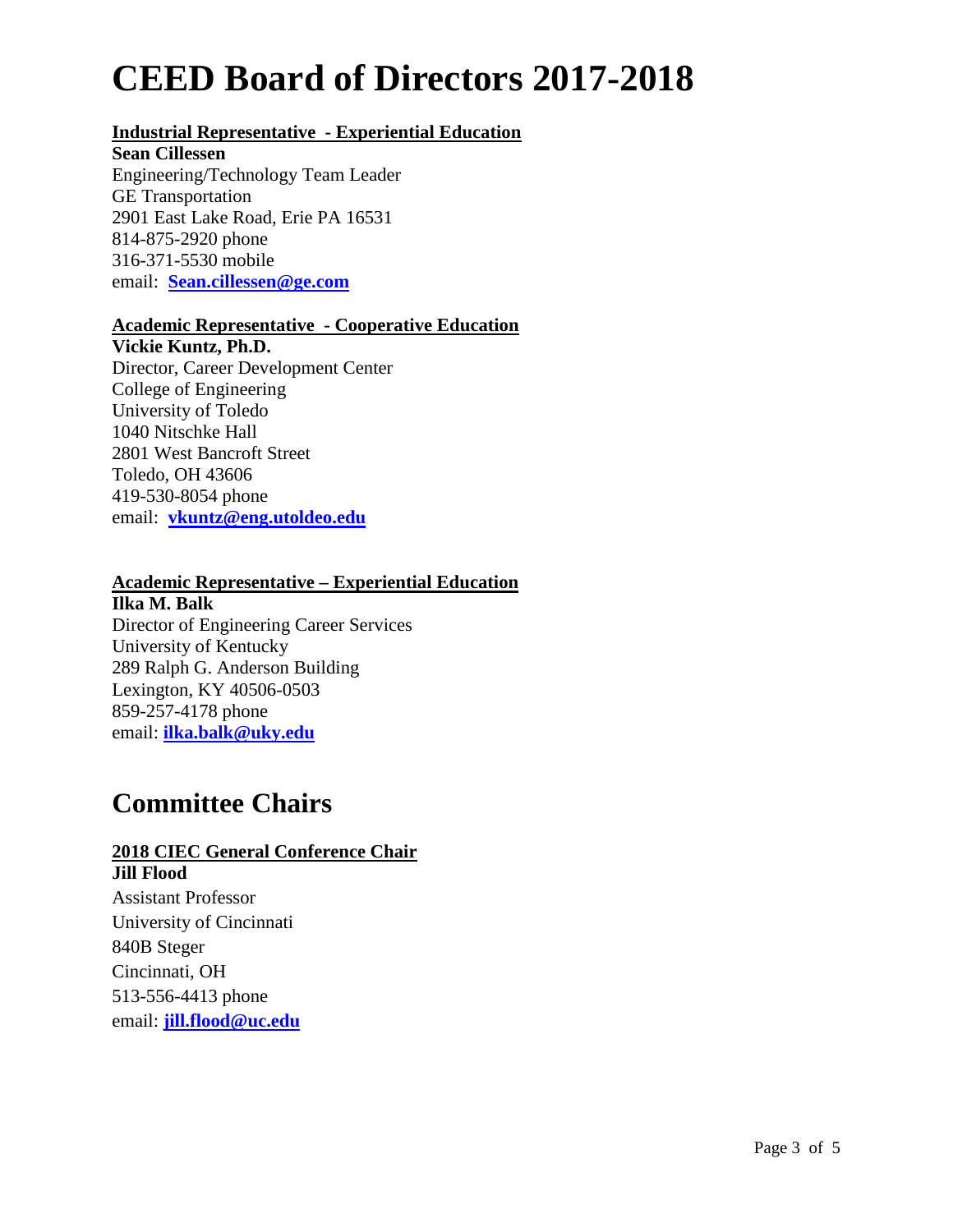# CEED Board of Directors 2017-2018

**Industrial Representative - Experiential Education**

**Sean Cillessen**
Engineering/Technology Team Leader
GE Transportation
2901 East Lake Road, Erie PA 16531
814-875-2920 phone
316-371-5530 mobile
email: **Sean.cillessen@ge.com**

**Academic Representative - Cooperative Education**

**Vickie Kuntz, Ph.D.**
Director, Career Development Center
College of Engineering
University of Toledo
1040 Nitschke Hall
2801 West Bancroft Street
Toledo, OH 43606
419-530-8054 phone
email: **vkuntz@eng.utoldeo.edu**

**Academic Representative – Experiential Education**

**Ilka M. Balk**
Director of Engineering Career Services
University of Kentucky
289 Ralph G. Anderson Building
Lexington, KY 40506-0503
859-257-4178 phone
email: **ilka.balk@uky.edu**

## Committee Chairs

**2018 CIEC General Conference Chair**

**Jill Flood**
Assistant Professor
University of Cincinnati
840B Steger
Cincinnati, OH
513-556-4413 phone
email: **jill.flood@uc.edu**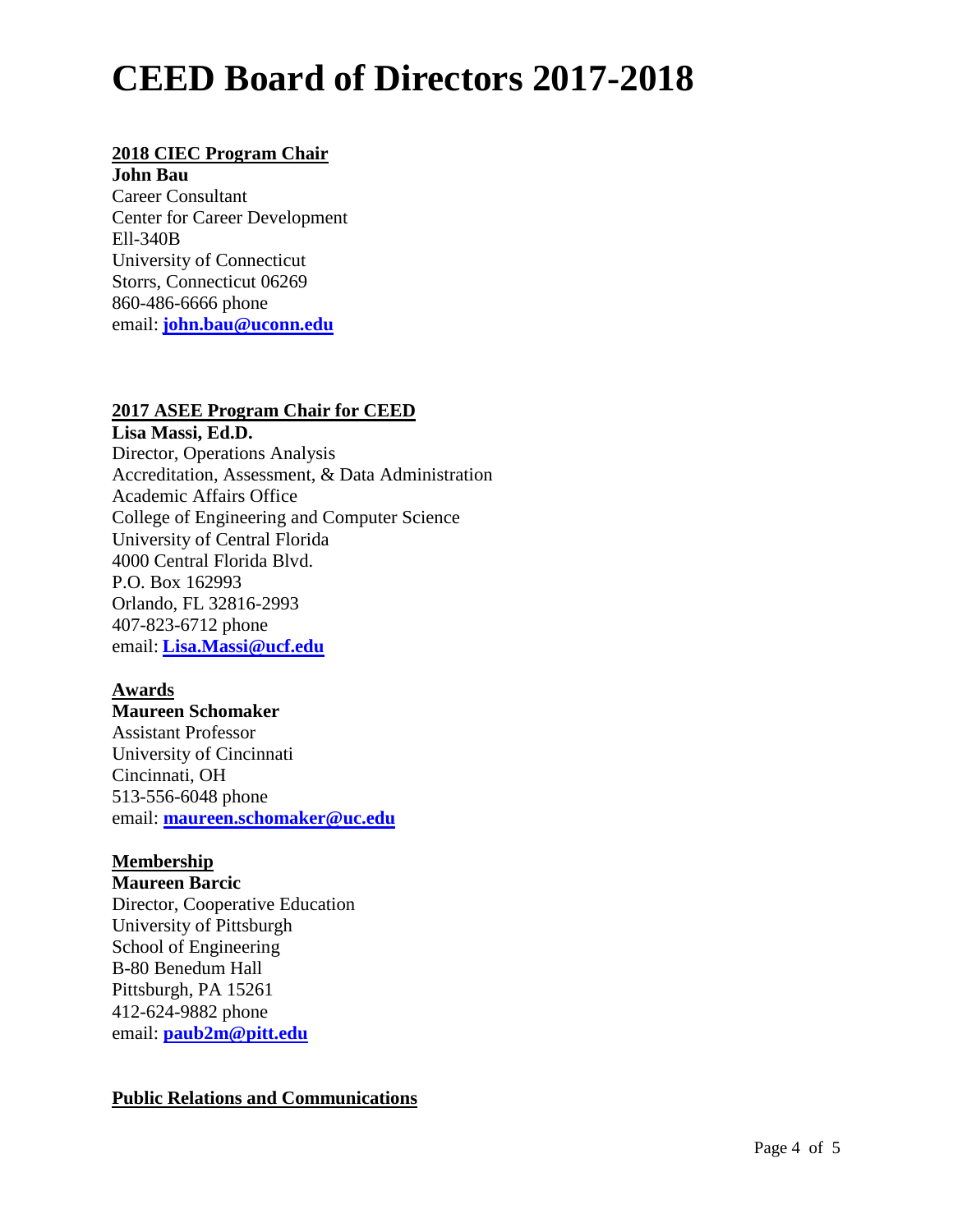# CEED Board of Directors 2017-2018

**2018 CIEC Program Chair**

**John Bau**
Career Consultant
Center for Career Development
Ell-340B
University of Connecticut
Storrs, Connecticut 06269
860-486-6666 phone
email: **john.bau@uconn.edu**

**2017 ASEE Program Chair for CEED**

**Lisa Massi, Ed.D.**
Director, Operations Analysis
Accreditation, Assessment, & Data Administration
Academic Affairs Office
College of Engineering and Computer Science
University of Central Florida
4000 Central Florida Blvd.
P.O. Box 162993
Orlando, FL 32816-2993
407-823-6712 phone
email: **Lisa.Massi@ucf.edu**

**Awards**

**Maureen Schomaker**
Assistant Professor
University of Cincinnati
Cincinnati, OH
513-556-6048 phone
email: **maureen.schomaker@uc.edu**

**Membership**

**Maureen Barcic**
Director, Cooperative Education
University of Pittsburgh
School of Engineering
B-80 Benedum Hall
Pittsburgh, PA 15261
412-624-9882 phone
email: **paub2m@pitt.edu**

**Public Relations and Communications**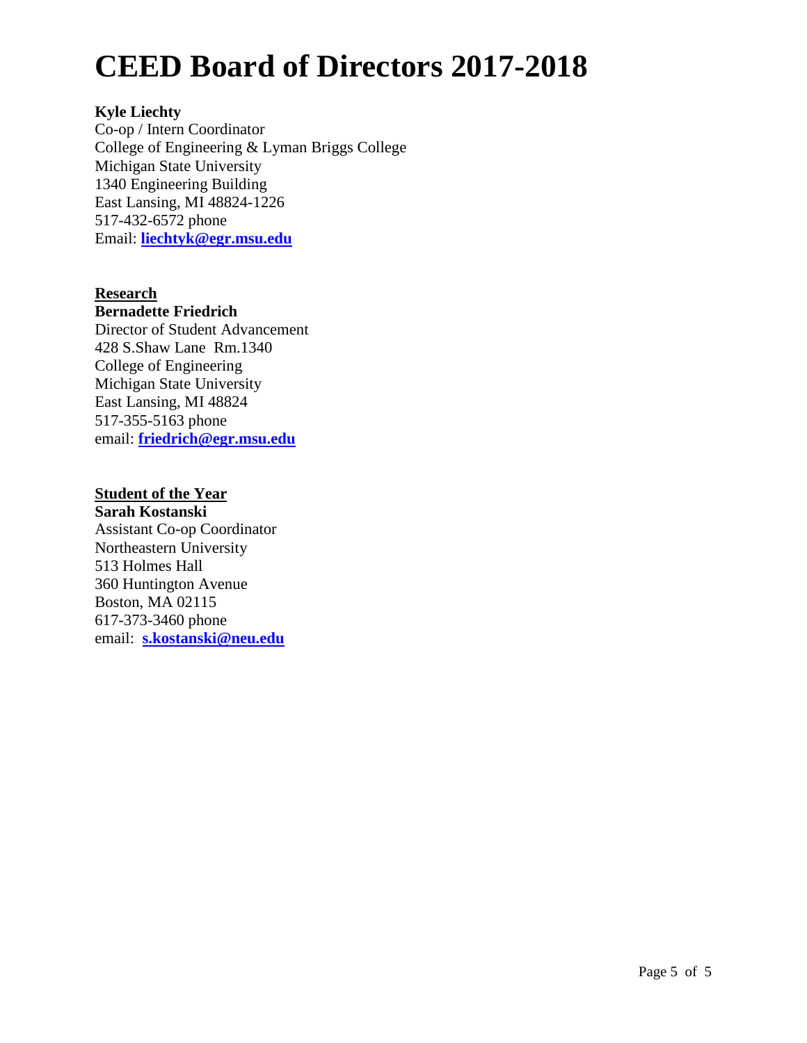# CEED Board of Directors 2017-2018

**Kyle Liechty**
Co-op / Intern Coordinator
College of Engineering & Lyman Briggs College
Michigan State University
1340 Engineering Building
East Lansing, MI 48824-1226
517-432-6572 phone
Email: **liechtyk@egr.msu.edu**

**Research**
**Bernadette Friedrich**
Director of Student Advancement
428 S.Shaw Lane Rm.1340
College of Engineering
Michigan State University
East Lansing, MI 48824
517-355-5163 phone
email: **friedrich@egr.msu.edu**

**Student of the Year**
**Sarah Kostanski**
Assistant Co-op Coordinator
Northeastern University
513 Holmes Hall
360 Huntington Avenue
Boston, MA 02115
617-373-3460 phone
email: **s.kostanski@neu.edu**